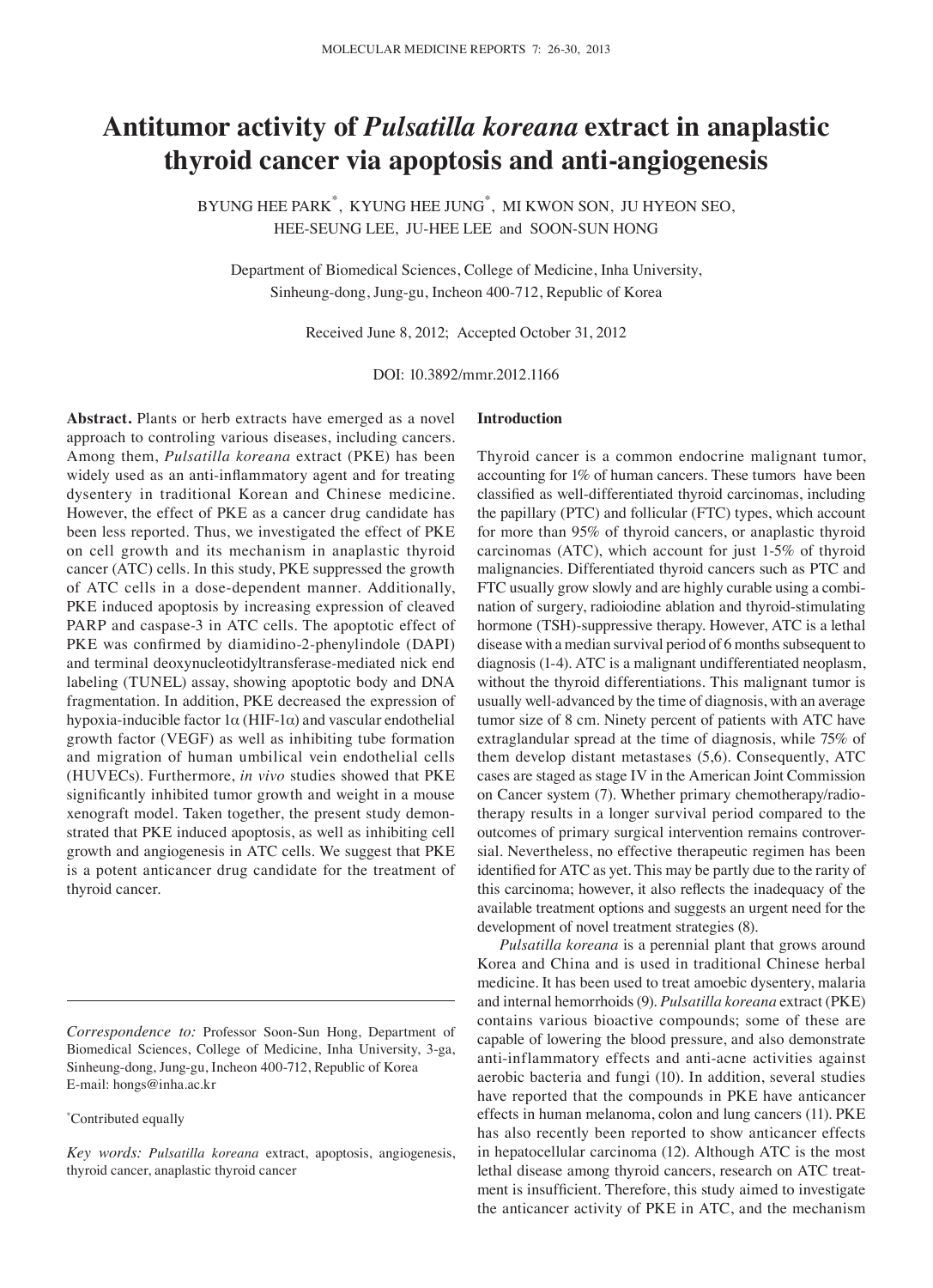# Antitumor activity of *Pulsatilla koreana* extract in anaplastic thyroid cancer via apoptosis and anti-angiogenesis

BYUNG HEE PARK[*], KYUNG HEE JUNG[*], MI KWON SON, JU HYEON SEO, HEE-SEUNG LEE, JU-HEE LEE and SOON-SUN HONG

Department of Biomedical Sciences, College of Medicine, Inha University, Sinheung-dong, Jung-gu, Incheon 400-712, Republic of Korea

Received June 8, 2012; Accepted October 31, 2012

DOI: 10.3892/mmr.2012.1166

**Abstract.** Plants or herb extracts have emerged as a novel approach to controling various diseases, including cancers. Among them, *Pulsatilla koreana* extract (PKE) has been widely used as an anti-inflammatory agent and for treating dysentery in traditional Korean and Chinese medicine. However, the effect of PKE as a cancer drug candidate has been less reported. Thus, we investigated the effect of PKE on cell growth and its mechanism in anaplastic thyroid cancer (ATC) cells. In this study, PKE suppressed the growth of ATC cells in a dose-dependent manner. Additionally, PKE induced apoptosis by increasing expression of cleaved PARP and caspase-3 in ATC cells. The apoptotic effect of PKE was confirmed by diamidino-2-phenylindole (DAPI) and terminal deoxynucleotidyltransferase-mediated nick end labeling (TUNEL) assay, showing apoptotic body and DNA fragmentation. In addition, PKE decreased the expression of hypoxia-inducible factor 1α (HIF-1α) and vascular endothelial growth factor (VEGF) as well as inhibiting tube formation and migration of human umbilical vein endothelial cells (HUVECs). Furthermore, *in vivo* studies showed that PKE significantly inhibited tumor growth and weight in a mouse xenograft model. Taken together, the present study demonstrated that PKE induced apoptosis, as well as inhibiting cell growth and angiogenesis in ATC cells. We suggest that PKE is a potent anticancer drug candidate for the treatment of thyroid cancer.

*Correspondence to:* Professor Soon-Sun Hong, Department of Biomedical Sciences, College of Medicine, Inha University, 3-ga, Sinheung-dong, Jung-gu, Incheon 400-712, Republic of Korea
E-mail: hongs@inha.ac.kr

[*]Contributed equally

*Key words: Pulsatilla koreana* extract, apoptosis, angiogenesis, thyroid cancer, anaplastic thyroid cancer

## Introduction

Thyroid cancer is a common endocrine malignant tumor, accounting for 1% of human cancers. These tumors have been classified as well-differentiated thyroid carcinomas, including the papillary (PTC) and follicular (FTC) types, which account for more than 95% of thyroid cancers, or anaplastic thyroid carcinomas (ATC), which account for just 1-5% of thyroid malignancies. Differentiated thyroid cancers such as PTC and FTC usually grow slowly and are highly curable using a combination of surgery, radioiodine ablation and thyroid-stimulating hormone (TSH)-suppressive therapy. However, ATC is a lethal disease with a median survival period of 6 months subsequent to diagnosis (1-4). ATC is a malignant undifferentiated neoplasm, without the thyroid differentiations. This malignant tumor is usually well-advanced by the time of diagnosis, with an average tumor size of 8 cm. Ninety percent of patients with ATC have extraglandular spread at the time of diagnosis, while 75% of them develop distant metastases (5,6). Consequently, ATC cases are staged as stage IV in the American Joint Commission on Cancer system (7). Whether primary chemotherapy/radiotherapy results in a longer survival period compared to the outcomes of primary surgical intervention remains controversial. Nevertheless, no effective therapeutic regimen has been identified for ATC as yet. This may be partly due to the rarity of this carcinoma; however, it also reflects the inadequacy of the available treatment options and suggests an urgent need for the development of novel treatment strategies (8).

*Pulsatilla koreana* is a perennial plant that grows around Korea and China and is used in traditional Chinese herbal medicine. It has been used to treat amoebic dysentery, malaria and internal hemorrhoids (9). *Pulsatilla koreana* extract (PKE) contains various bioactive compounds; some of these are capable of lowering the blood pressure, and also demonstrate anti-inflammatory effects and anti-acne activities against aerobic bacteria and fungi (10). In addition, several studies have reported that the compounds in PKE have anticancer effects in human melanoma, colon and lung cancers (11). PKE has also recently been reported to show anticancer effects in hepatocellular carcinoma (12). Although ATC is the most lethal disease among thyroid cancers, research on ATC treatment is insufficient. Therefore, this study aimed to investigate the anticancer activity of PKE in ATC, and the mechanism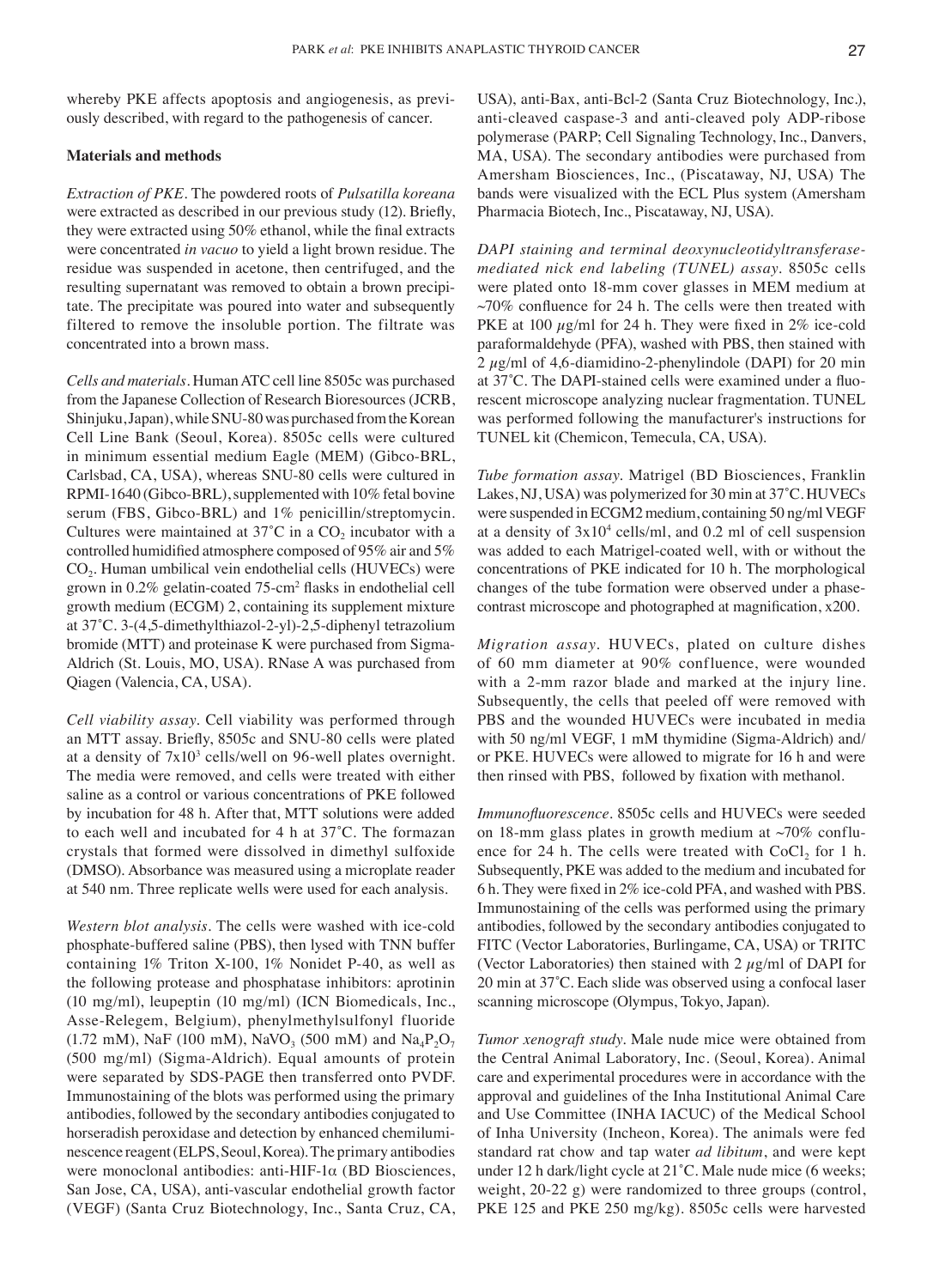whereby PKE affects apoptosis and angiogenesis, as previously described, with regard to the pathogenesis of cancer.

## Materials and methods

*Extraction of PKE.* The powdered roots of *Pulsatilla koreana* were extracted as described in our previous study (12). Briefly, they were extracted using 50% ethanol, while the final extracts were concentrated *in vacuo* to yield a light brown residue. The residue was suspended in acetone, then centrifuged, and the resulting supernatant was removed to obtain a brown precipitate. The precipitate was poured into water and subsequently filtered to remove the insoluble portion. The filtrate was concentrated into a brown mass.

*Cells and materials.* Human ATC cell line 8505c was purchased from the Japanese Collection of Research Bioresources (JCRB, Shinjuku, Japan), while SNU-80 was purchased from the Korean Cell Line Bank (Seoul, Korea). 8505c cells were cultured in minimum essential medium Eagle (MEM) (Gibco-BRL, Carlsbad, CA, USA), whereas SNU-80 cells were cultured in RPMI-1640 (Gibco-BRL), supplemented with 10% fetal bovine serum (FBS, Gibco-BRL) and 1% penicillin/streptomycin. Cultures were maintained at 37˚C in a $CO_2$ incubator with a controlled humidified atmosphere composed of 95% air and 5% $CO_2$. Human umbilical vein endothelial cells (HUVECs) were grown in 0.2% gelatin-coated 75-cm$^2$ flasks in endothelial cell growth medium (ECGM) 2, containing its supplement mixture at 37˚C. 3-(4,5-dimethylthiazol-2-yl)-2,5-diphenyl tetrazolium bromide (MTT) and proteinase K were purchased from Sigma-Aldrich (St. Louis, MO, USA). RNase A was purchased from Qiagen (Valencia, CA, USA).

*Cell viability assay.* Cell viability was performed through an MTT assay. Briefly, 8505c and SNU-80 cells were plated at a density of $7 \times 10^3$ cells/well on 96-well plates overnight. The media were removed, and cells were treated with either saline as a control or various concentrations of PKE followed by incubation for 48 h. After that, MTT solutions were added to each well and incubated for 4 h at 37˚C. The formazan crystals that formed were dissolved in dimethyl sulfoxide (DMSO). Absorbance was measured using a microplate reader at 540 nm. Three replicate wells were used for each analysis.

*Western blot analysis.* The cells were washed with ice-cold phosphate-buffered saline (PBS), then lysed with TNN buffer containing 1% Triton X-100, 1% Nonidet P-40, as well as the following protease and phosphatase inhibitors: aprotinin (10 mg/ml), leupeptin (10 mg/ml) (ICN Biomedicals, Inc., Asse-Relegem, Belgium), phenylmethylsulfonyl fluoride (1.72 mM), NaF (100 mM), $NaVO_3$ (500 mM) and $Na_4P_2O_7$ (500 mg/ml) (Sigma-Aldrich). Equal amounts of protein were separated by SDS-PAGE then transferred onto PVDF. Immunostaining of the blots was performed using the primary antibodies, followed by the secondary antibodies conjugated to horseradish peroxidase and detection by enhanced chemiluminescence reagent (ELPS, Seoul, Korea). The primary antibodies were monoclonal antibodies: anti-HIF-1α (BD Biosciences, San Jose, CA, USA), anti-vascular endothelial growth factor (VEGF) (Santa Cruz Biotechnology, Inc., Santa Cruz, CA, USA), anti-Bax, anti-Bcl-2 (Santa Cruz Biotechnology, Inc.), anti-cleaved caspase-3 and anti-cleaved poly ADP-ribose polymerase (PARP; Cell Signaling Technology, Inc., Danvers, MA, USA). The secondary antibodies were purchased from Amersham Biosciences, Inc., (Piscataway, NJ, USA) The bands were visualized with the ECL Plus system (Amersham Pharmacia Biotech, Inc., Piscataway, NJ, USA).

*DAPI staining and terminal deoxynucleotidyltransferase-mediated nick end labeling (TUNEL) assay.* 8505c cells were plated onto 18-mm cover glasses in MEM medium at ~70% confluence for 24 h. The cells were then treated with PKE at 100 $\mu$g/ml for 24 h. They were fixed in 2% ice-cold paraformaldehyde (PFA), washed with PBS, then stained with 2 $\mu$g/ml of 4,6-diamidino-2-phenylindole (DAPI) for 20 min at 37˚C. The DAPI-stained cells were examined under a fluorescent microscope analyzing nuclear fragmentation. TUNEL was performed following the manufacturer's instructions for TUNEL kit (Chemicon, Temecula, CA, USA).

*Tube formation assay.* Matrigel (BD Biosciences, Franklin Lakes, NJ, USA) was polymerized for 30 min at 37˚C. HUVECs were suspended in ECGM2 medium, containing 50 ng/ml VEGF at a density of $3 \times 10^4$ cells/ml, and 0.2 ml of cell suspension was added to each Matrigel-coated well, with or without the concentrations of PKE indicated for 10 h. The morphological changes of the tube formation were observed under a phase-contrast microscope and photographed at magnification, x200.

*Migration assay.* HUVECs, plated on culture dishes of 60 mm diameter at 90% confluence, were wounded with a 2-mm razor blade and marked at the injury line. Subsequently, the cells that peeled off were removed with PBS and the wounded HUVECs were incubated in media with 50 ng/ml VEGF, 1 mM thymidine (Sigma-Aldrich) and/or PKE. HUVECs were allowed to migrate for 16 h and were then rinsed with PBS, followed by fixation with methanol.

*Immunofluorescence.* 8505c cells and HUVECs were seeded on 18-mm glass plates in growth medium at ~70% confluence for 24 h. The cells were treated with $CoCl_2$ for 1 h. Subsequently, PKE was added to the medium and incubated for 6 h. They were fixed in 2% ice-cold PFA, and washed with PBS. Immunostaining of the cells was performed using the primary antibodies, followed by the secondary antibodies conjugated to FITC (Vector Laboratories, Burlingame, CA, USA) or TRITC (Vector Laboratories) then stained with 2 $\mu$g/ml of DAPI for 20 min at 37˚C. Each slide was observed using a confocal laser scanning microscope (Olympus, Tokyo, Japan).

*Tumor xenograft study.* Male nude mice were obtained from the Central Animal Laboratory, Inc. (Seoul, Korea). Animal care and experimental procedures were in accordance with the approval and guidelines of the Inha Institutional Animal Care and Use Committee (INHA IACUC) of the Medical School of Inha University (Incheon, Korea). The animals were fed standard rat chow and tap water *ad libitum*, and were kept under 12 h dark/light cycle at 21˚C. Male nude mice (6 weeks; weight, 20-22 g) were randomized to three groups (control, PKE 125 and PKE 250 mg/kg). 8505c cells were harvested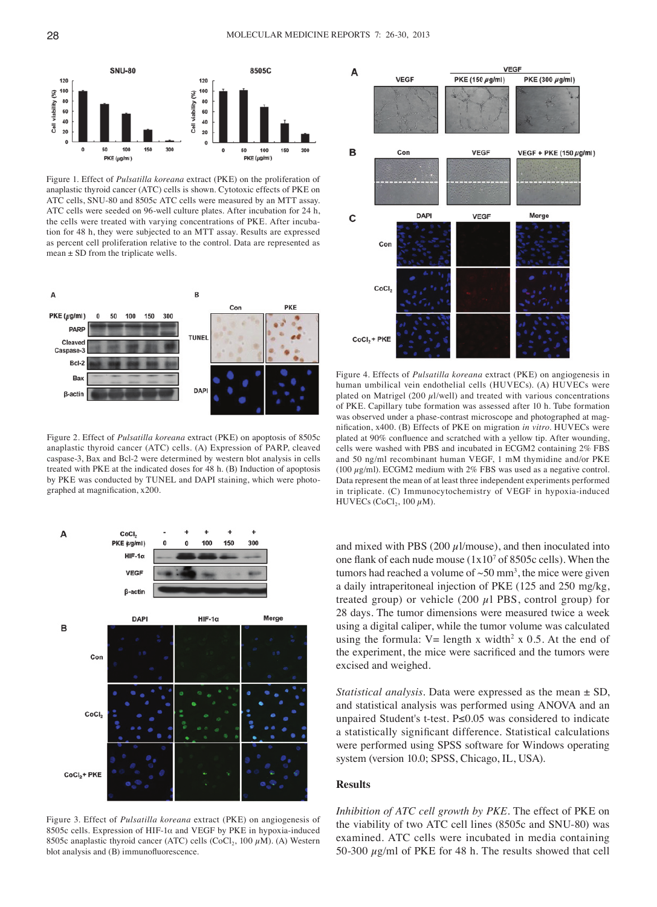Figure 1. Effect of *Pulsatilla koreana* extract (PKE) on the proliferation of anaplastic thyroid cancer (ATC) cells is shown. Cytotoxic effects of PKE on ATC cells, SNU-80 and 8505c ATC cells were measured by an MTT assay. ATC cells were seeded on 96-well culture plates. After incubation for 24 h, the cells were treated with varying concentrations of PKE. After incubation for 48 h, they were subjected to an MTT assay. Results are expressed as percent cell proliferation relative to the control. Data are represented as mean ± SD from the triplicate wells.

Figure 2. Effect of *Pulsatilla koreana* extract (PKE) on apoptosis of 8505c anaplastic thyroid cancer (ATC) cells. (A) Expression of PARP, cleaved caspase-3, Bax and Bcl-2 were determined by western blot analysis in cells treated with PKE at the indicated doses for 48 h. (B) Induction of apoptosis by PKE was conducted by TUNEL and DAPI staining, which were photographed at magnification, x200.

Figure 3. Effect of *Pulsatilla koreana* extract (PKE) on angiogenesis of 8505c cells. Expression of HIF-1α and VEGF by PKE in hypoxia-induced 8505c anaplastic thyroid cancer (ATC) cells ($CoCl_2$, 100 $\mu$M). (A) Western blot analysis and (B) immunofluorescence.

Figure 4. Effects of *Pulsatilla koreana* extract (PKE) on angiogenesis in human umbilical vein endothelial cells (HUVECs). (A) HUVECs were plated on Matrigel (200 $\mu$l/well) and treated with various concentrations of PKE. Capillary tube formation was assessed after 10 h. Tube formation was observed under a phase-contrast microscope and photographed at magnification, x400. (B) Effects of PKE on migration *in vitro*. HUVECs were plated at 90% confluence and scratched with a yellow tip. After wounding, cells were washed with PBS and incubated in ECGM2 containing 2% FBS and 50 ng/ml recombinant human VEGF, 1 mM thymidine and/or PKE (100 $\mu$g/ml). ECGM2 medium with 2% FBS was used as a negative control. Data represent the mean of at least three independent experiments performed in triplicate. (C) Immunocytochemistry of VEGF in hypoxia-induced HUVECs ($CoCl_2$, 100 $\mu$M).

and mixed with PBS (200 $\mu$l/mouse), and then inoculated into one flank of each nude mouse ($1\times10^7$ of 8505c cells). When the tumors had reached a volume of ~50 $mm^3$, the mice were given a daily intraperitoneal injection of PKE (125 and 250 mg/kg, treated group) or vehicle (200 $\mu$l PBS, control group) for 28 days. The tumor dimensions were measured twice a week using a digital caliper, while the tumor volume was calculated using the formula: $V = \text{length} \times \text{width}^2 \times 0.5$. At the end of the experiment, the mice were sacrificed and the tumors were excised and weighed.

*Statistical analysis*. Data were expressed as the mean ± SD, and statistical analysis was performed using ANOVA and an unpaired Student's t-test. $P \leq 0.05$ was considered to indicate a statistically significant difference. Statistical calculations were performed using SPSS software for Windows operating system (version 10.0; SPSS, Chicago, IL, USA).

## Results

*Inhibition of ATC cell growth by PKE*. The effect of PKE on the viability of two ATC cell lines (8505c and SNU-80) was examined. ATC cells were incubated in media containing 50-300 $\mu$g/ml of PKE for 48 h. The results showed that cell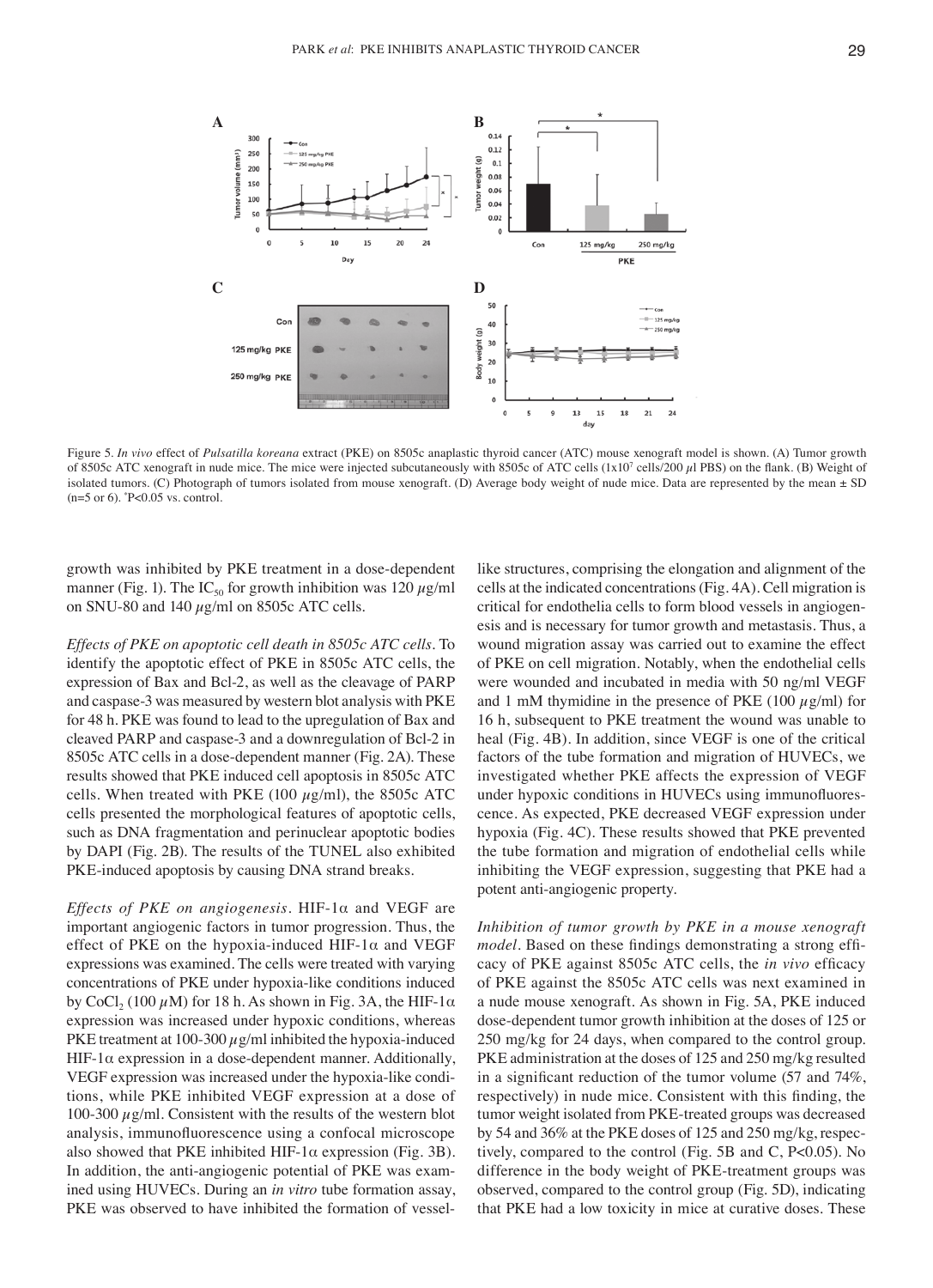Figure 5. *In vivo* effect of *Pulsatilla koreana* extract (PKE) on 8505c anaplastic thyroid cancer (ATC) mouse xenograft model is shown. (A) Tumor growth of 8505c ATC xenograft in nude mice. The mice were injected subcutaneously with 8505c of ATC cells ($1 \times 10^7$ cells/200 $\mu$l PBS) on the flank. (B) Weight of isolated tumors. (C) Photograph of tumors isolated from mouse xenograft. (D) Average body weight of nude mice. Data are represented by the mean ± SD (n=5 or 6). *P<0.05 vs. control.

growth was inhibited by PKE treatment in a dose-dependent manner (Fig. 1). The $IC_{50}$ for growth inhibition was 120 $\mu$g/ml on SNU-80 and 140 $\mu$g/ml on 8505c ATC cells.

*Effects of PKE on apoptotic cell death in 8505c ATC cells.* To identify the apoptotic effect of PKE in 8505c ATC cells, the expression of Bax and Bcl-2, as well as the cleavage of PARP and caspase-3 was measured by western blot analysis with PKE for 48 h. PKE was found to lead to the upregulation of Bax and cleaved PARP and caspase-3 and a downregulation of Bcl-2 in 8505c ATC cells in a dose-dependent manner (Fig. 2A). These results showed that PKE induced cell apoptosis in 8505c ATC cells. When treated with PKE (100 $\mu$g/ml), the 8505c ATC cells presented the morphological features of apoptotic cells, such as DNA fragmentation and perinuclear apoptotic bodies by DAPI (Fig. 2B). The results of the TUNEL also exhibited PKE-induced apoptosis by causing DNA strand breaks.

*Effects of PKE on angiogenesis.* HIF-1α and VEGF are important angiogenic factors in tumor progression. Thus, the effect of PKE on the hypoxia-induced HIF-1α and VEGF expressions was examined. The cells were treated with varying concentrations of PKE under hypoxia-like conditions induced by $CoCl_2$ (100 $\mu$M) for 18 h. As shown in Fig. 3A, the HIF-1α expression was increased under hypoxic conditions, whereas PKE treatment at 100-300 $\mu$g/ml inhibited the hypoxia-induced HIF-1α expression in a dose-dependent manner. Additionally, VEGF expression was increased under the hypoxia-like conditions, while PKE inhibited VEGF expression at a dose of 100-300 $\mu$g/ml. Consistent with the results of the western blot analysis, immunofluorescence using a confocal microscope also showed that PKE inhibited HIF-1α expression (Fig. 3B). In addition, the anti-angiogenic potential of PKE was examined using HUVECs. During an *in vitro* tube formation assay, PKE was observed to have inhibited the formation of vessel-like structures, comprising the elongation and alignment of the cells at the indicated concentrations (Fig. 4A). Cell migration is critical for endothelia cells to form blood vessels in angiogenesis and is necessary for tumor growth and metastasis. Thus, a wound migration assay was carried out to examine the effect of PKE on cell migration. Notably, when the endothelial cells were wounded and incubated in media with 50 ng/ml VEGF and 1 mM thymidine in the presence of PKE (100 $\mu$g/ml) for 16 h, subsequent to PKE treatment the wound was unable to heal (Fig. 4B). In addition, since VEGF is one of the critical factors of the tube formation and migration of HUVECs, we investigated whether PKE affects the expression of VEGF under hypoxic conditions in HUVECs using immunofluorescence. As expected, PKE decreased VEGF expression under hypoxia (Fig. 4C). These results showed that PKE prevented the tube formation and migration of endothelial cells while inhibiting the VEGF expression, suggesting that PKE had a potent anti-angiogenic property.

*Inhibition of tumor growth by PKE in a mouse xenograft model.* Based on these findings demonstrating a strong efficacy of PKE against 8505c ATC cells, the *in vivo* efficacy of PKE against the 8505c ATC cells was next examined in a nude mouse xenograft. As shown in Fig. 5A, PKE induced dose-dependent tumor growth inhibition at the doses of 125 or 250 mg/kg for 24 days, when compared to the control group. PKE administration at the doses of 125 and 250 mg/kg resulted in a significant reduction of the tumor volume (57 and 74%, respectively) in nude mice. Consistent with this finding, the tumor weight isolated from PKE-treated groups was decreased by 54 and 36% at the PKE doses of 125 and 250 mg/kg, respectively, compared to the control (Fig. 5B and C, P<0.05). No difference in the body weight of PKE-treatment groups was observed, compared to the control group (Fig. 5D), indicating that PKE had a low toxicity in mice at curative doses. These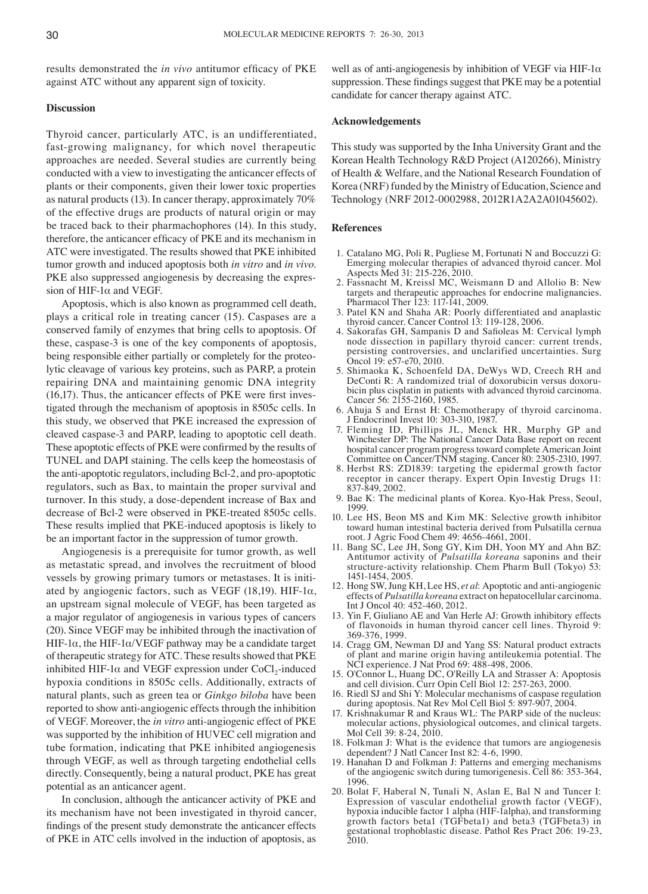results demonstrated the *in vivo* antitumor efficacy of PKE against ATC without any apparent sign of toxicity.

## Discussion

Thyroid cancer, particularly ATC, is an undifferentiated, fast-growing malignancy, for which novel therapeutic approaches are needed. Several studies are currently being conducted with a view to investigating the anticancer effects of plants or their components, given their lower toxic properties as natural products (13). In cancer therapy, approximately 70% of the effective drugs are products of natural origin or may be traced back to their pharmachophores (14). In this study, therefore, the anticancer efficacy of PKE and its mechanism in ATC were investigated. The results showed that PKE inhibited tumor growth and induced apoptosis both *in vitro* and *in vivo*. PKE also suppressed angiogenesis by decreasing the expression of HIF-1α and VEGF.

Apoptosis, which is also known as programmed cell death, plays a critical role in treating cancer (15). Caspases are a conserved family of enzymes that bring cells to apoptosis. Of these, caspase-3 is one of the key components of apoptosis, being responsible either partially or completely for the proteolytic cleavage of various key proteins, such as PARP, a protein repairing DNA and maintaining genomic DNA integrity (16,17). Thus, the anticancer effects of PKE were first investigated through the mechanism of apoptosis in 8505c cells. In this study, we observed that PKE increased the expression of cleaved caspase-3 and PARP, leading to apoptotic cell death. These apoptotic effects of PKE were confirmed by the results of TUNEL and DAPI staining. The cells keep the homeostasis of the anti-apoptotic regulators, including Bcl-2, and pro-apoptotic regulators, such as Bax, to maintain the proper survival and turnover. In this study, a dose-dependent increase of Bax and decrease of Bcl-2 were observed in PKE-treated 8505c cells. These results implied that PKE-induced apoptosis is likely to be an important factor in the suppression of tumor growth.

Angiogenesis is a prerequisite for tumor growth, as well as metastatic spread, and involves the recruitment of blood vessels by growing primary tumors or metastases. It is initiated by angiogenic factors, such as VEGF (18,19). HIF-1α, an upstream signal molecule of VEGF, has been targeted as a major regulator of angiogenesis in various types of cancers (20). Since VEGF may be inhibited through the inactivation of HIF-1α, the HIF-1α/VEGF pathway may be a candidate target of therapeutic strategy for ATC. These results showed that PKE inhibited HIF-1α and VEGF expression under $CoCl_2$-induced hypoxia conditions in 8505c cells. Additionally, extracts of natural plants, such as green tea or *Ginkgo biloba* have been reported to show anti-angiogenic effects through the inhibition of VEGF. Moreover, the *in vitro* anti-angiogenic effect of PKE was supported by the inhibition of HUVEC cell migration and tube formation, indicating that PKE inhibited angiogenesis through VEGF, as well as through targeting endothelial cells directly. Consequently, being a natural product, PKE has great potential as an anticancer agent.

In conclusion, although the anticancer activity of PKE and its mechanism have not been investigated in thyroid cancer, findings of the present study demonstrate the anticancer effects of PKE in ATC cells involved in the induction of apoptosis, as well as of anti-angiogenesis by inhibition of VEGF via HIF-1α suppression. These findings suggest that PKE may be a potential candidate for cancer therapy against ATC.

## Acknowledgements

This study was supported by the Inha University Grant and the Korean Health Technology R&D Project (A120266), Ministry of Health & Welfare, and the National Research Foundation of Korea (NRF) funded by the Ministry of Education, Science and Technology (NRF 2012-0002988, 2012R1A2A2A01045602).

## References

1. Catalano MG, Poli R, Pugliese M, Fortunati N and Boccuzzi G: Emerging molecular therapies of advanced thyroid cancer. Mol Aspects Med 31: 215-226, 2010.
2. Fassnacht M, Kreissl MC, Weismann D and Allolio B: New targets and therapeutic approaches for endocrine malignancies. Pharmacol Ther 123: 117-141, 2009.
3. Patel KN and Shaha AR: Poorly differentiated and anaplastic thyroid cancer. Cancer Control 13: 119-128, 2006.
4. Sakorafas GH, Sampanis D and Safioleas M: Cervical lymph node dissection in papillary thyroid cancer: current trends, persisting controversies, and unclarified uncertainties. Surg Oncol 19: e57-e70, 2010.
5. Shimaoka K, Schoenfeld DA, DeWys WD, Creech RH and DeConti R: A randomized trial of doxorubicin versus doxorubicin plus cisplatin in patients with advanced thyroid carcinoma. Cancer 56: 2155-2160, 1985.
6. Ahuja S and Ernst H: Chemotherapy of thyroid carcinoma. J Endocrinol Invest 10: 303-310, 1987.
7. Fleming ID, Phillips JL, Menck HR, Murphy GP and Winchester DP: The National Cancer Data Base report on recent hospital cancer program progress toward complete American Joint Committee on Cancer/TNM staging. Cancer 80: 2305-2310, 1997.
8. Herbst RS: ZD1839: targeting the epidermal growth factor receptor in cancer therapy. Expert Opin Investig Drugs 11: 837-849, 2002.
9. Bae K: The medicinal plants of Korea. Kyo-Hak Press, Seoul, 1999.
10. Lee HS, Beon MS and Kim MK: Selective growth inhibitor toward human intestinal bacteria derived from Pulsatilla cernua root. J Agric Food Chem 49: 4656-4661, 2001.
11. Bang SC, Lee JH, Song GY, Kim DH, Yoon MY and Ahn BZ: Antitumor activity of *Pulsatilla koreana* saponins and their structure-activity relationship. Chem Pharm Bull (Tokyo) 53: 1451-1454, 2005.
12. Hong SW, Jung KH, Lee HS, *et al*: Apoptotic and anti-angiogenic effects of *Pulsatilla koreana* extract on hepatocellular carcinoma. Int J Oncol 40: 452-460, 2012.
13. Yin F, Giuliano AE and Van Herle AJ: Growth inhibitory effects of flavonoids in human thyroid cancer cell lines. Thyroid 9: 369-376, 1999.
14. Cragg GM, Newman DJ and Yang SS: Natural product extracts of plant and marine origin having antileukemia potential. The NCI experience. J Nat Prod 69: 488-498, 2006.
15. O'Connor L, Huang DC, O'Reilly LA and Strasser A: Apoptosis and cell division. Curr Opin Cell Biol 12: 257-263, 2000.
16. Riedl SJ and Shi Y: Molecular mechanisms of caspase regulation during apoptosis. Nat Rev Mol Cell Biol 5: 897-907, 2004.
17. Krishnakumar R and Kraus WL: The PARP side of the nucleus: molecular actions, physiological outcomes, and clinical targets. Mol Cell 39: 8-24, 2010.
18. Folkman J: What is the evidence that tumors are angiogenesis dependent? J Natl Cancer Inst 82: 4-6, 1990.
19. Hanahan D and Folkman J: Patterns and emerging mechanisms of the angiogenic switch during tumorigenesis. Cell 86: 353-364, 1996.
20. Bolat F, Haberal N, Tunali N, Aslan E, Bal N and Tuncer I: Expression of vascular endothelial growth factor (VEGF), hypoxia inducible factor 1 alpha (HIF-1alpha), and transforming growth factors beta1 (TGFbeta1) and beta3 (TGFbeta3) in gestational trophoblastic disease. Pathol Res Pract 206: 19-23, 2010.